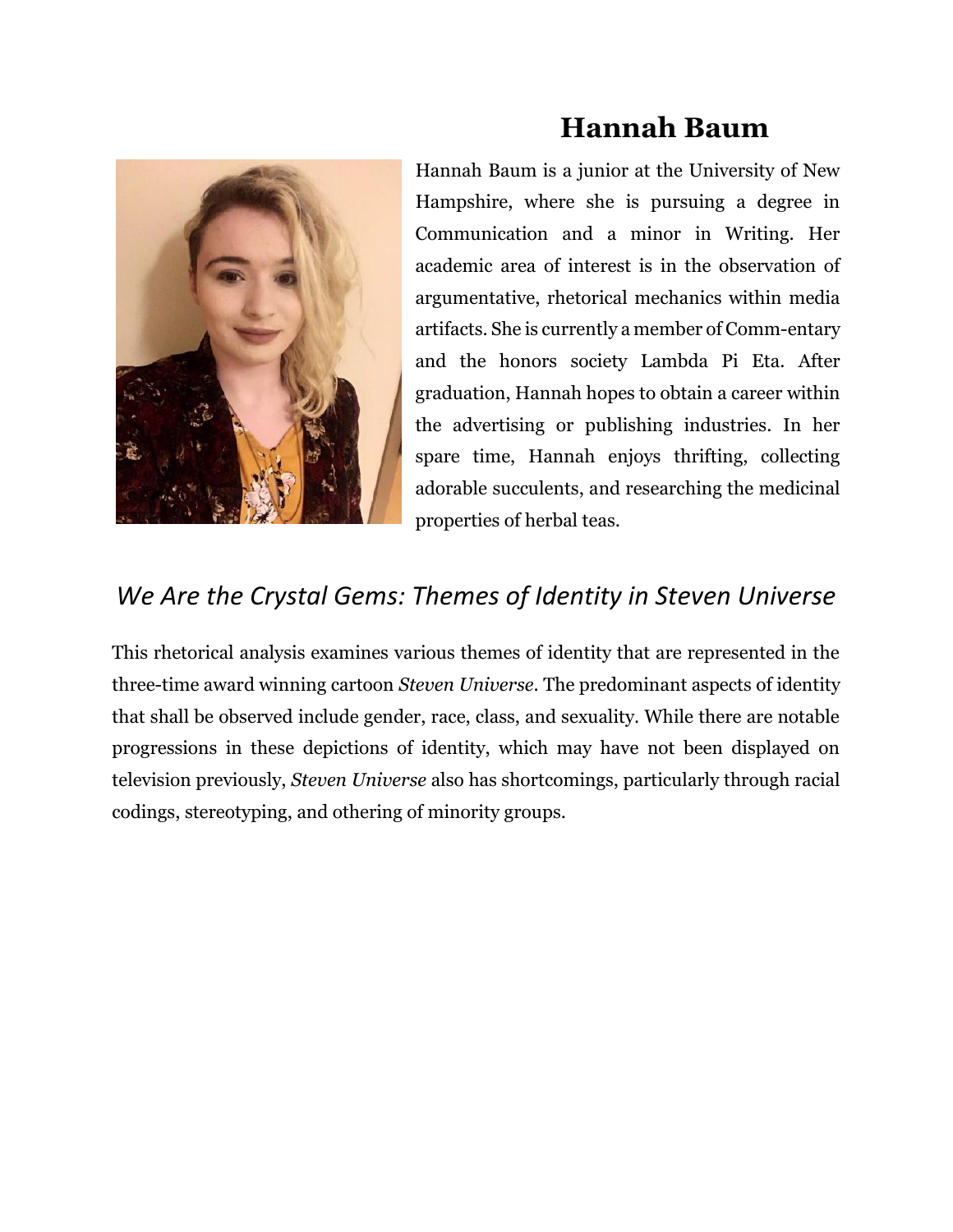# Hannah Baum

Hannah Baum is a junior at the University of New Hampshire, where she is pursuing a degree in Communication and a minor in Writing. Her academic area of interest is in the observation of argumentative, rhetorical mechanics within media artifacts. She is currently a member of Comm-entary and the honors society Lambda Pi Eta. After graduation, Hannah hopes to obtain a career within the advertising or publishing industries. In her spare time, Hannah enjoys thrifting, collecting adorable succulents, and researching the medicinal properties of herbal teas.

## *We Are the Crystal Gems: Themes of Identity in Steven Universe*

This rhetorical analysis examines various themes of identity that are represented in the three-time award winning cartoon *Steven Universe*. The predominant aspects of identity that shall be observed include gender, race, class, and sexuality. While there are notable progressions in these depictions of identity, which may have not been displayed on television previously, *Steven Universe* also has shortcomings, particularly through racial codings, stereotyping, and othering of minority groups.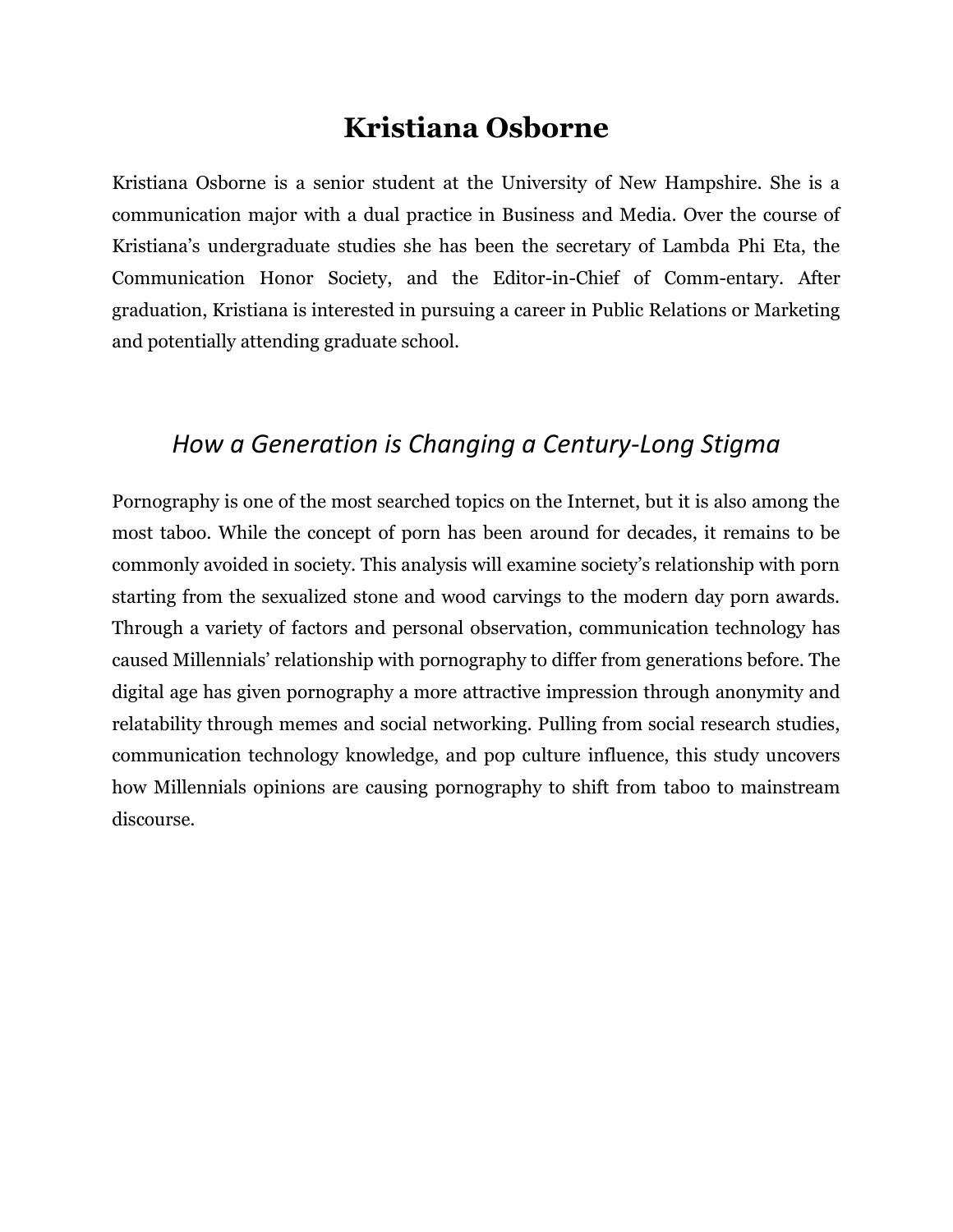# Kristiana Osborne

Kristiana Osborne is a senior student at the University of New Hampshire. She is a communication major with a dual practice in Business and Media. Over the course of Kristiana's undergraduate studies she has been the secretary of Lambda Phi Eta, the Communication Honor Society, and the Editor-in-Chief of Comm-entary. After graduation, Kristiana is interested in pursuing a career in Public Relations or Marketing and potentially attending graduate school.

## *How a Generation is Changing a Century-Long Stigma*

Pornography is one of the most searched topics on the Internet, but it is also among the most taboo. While the concept of porn has been around for decades, it remains to be commonly avoided in society. This analysis will examine society's relationship with porn starting from the sexualized stone and wood carvings to the modern day porn awards. Through a variety of factors and personal observation, communication technology has caused Millennials' relationship with pornography to differ from generations before. The digital age has given pornography a more attractive impression through anonymity and relatability through memes and social networking. Pulling from social research studies, communication technology knowledge, and pop culture influence, this study uncovers how Millennials opinions are causing pornography to shift from taboo to mainstream discourse.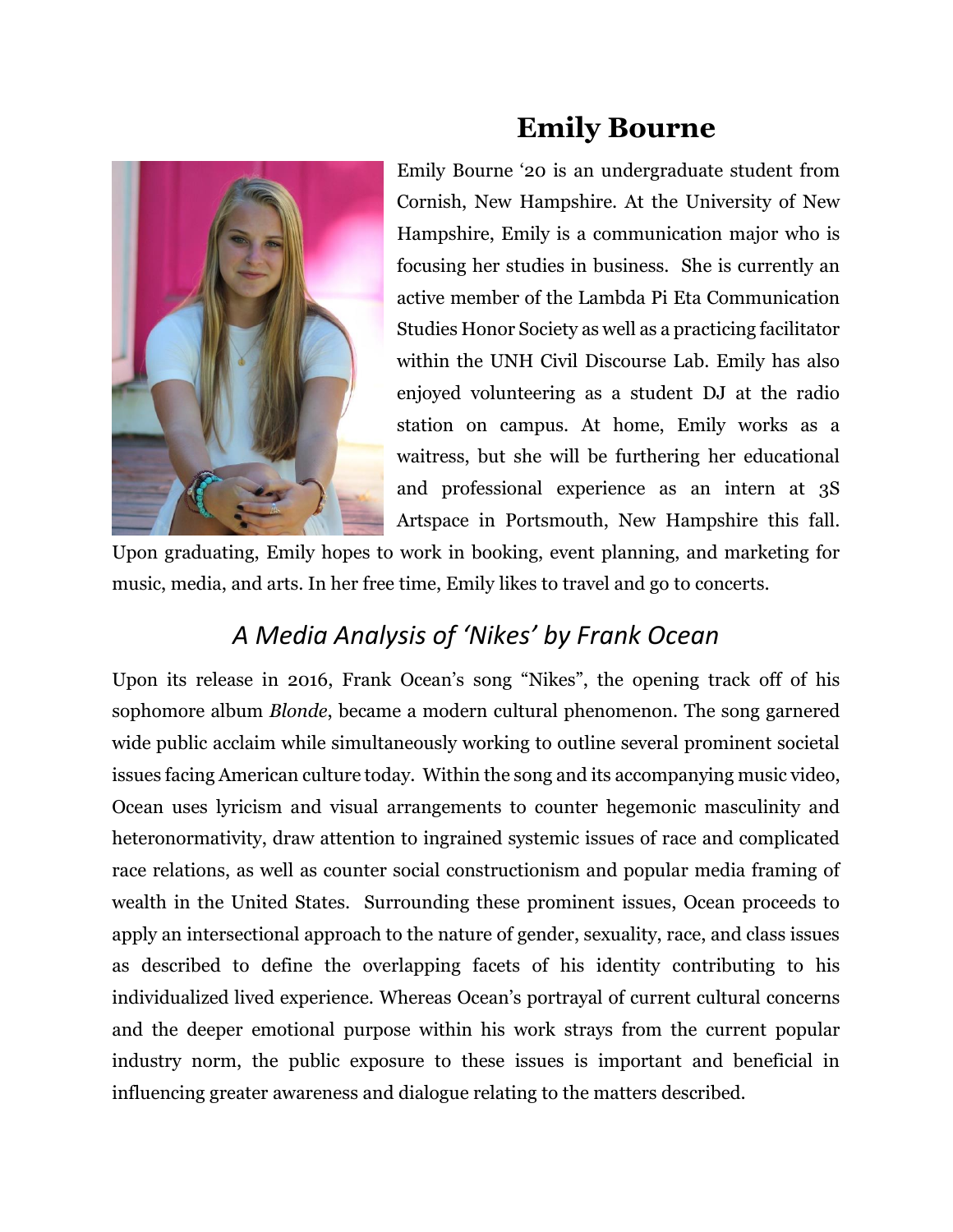# Emily Bourne

Emily Bourne '20 is an undergraduate student from Cornish, New Hampshire. At the University of New Hampshire, Emily is a communication major who is focusing her studies in business. She is currently an active member of the Lambda Pi Eta Communication Studies Honor Society as well as a practicing facilitator within the UNH Civil Discourse Lab. Emily has also enjoyed volunteering as a student DJ at the radio station on campus. At home, Emily works as a waitress, but she will be furthering her educational and professional experience as an intern at 3S Artspace in Portsmouth, New Hampshire this fall. Upon graduating, Emily hopes to work in booking, event planning, and marketing for music, media, and arts. In her free time, Emily likes to travel and go to concerts.

## *A Media Analysis of 'Nikes' by Frank Ocean*

Upon its release in 2016, Frank Ocean's song "Nikes", the opening track off of his sophomore album *Blonde*, became a modern cultural phenomenon. The song garnered wide public acclaim while simultaneously working to outline several prominent societal issues facing American culture today. Within the song and its accompanying music video, Ocean uses lyricism and visual arrangements to counter hegemonic masculinity and heteronormativity, draw attention to ingrained systemic issues of race and complicated race relations, as well as counter social constructionism and popular media framing of wealth in the United States. Surrounding these prominent issues, Ocean proceeds to apply an intersectional approach to the nature of gender, sexuality, race, and class issues as described to define the overlapping facets of his identity contributing to his individualized lived experience. Whereas Ocean's portrayal of current cultural concerns and the deeper emotional purpose within his work strays from the current popular industry norm, the public exposure to these issues is important and beneficial in influencing greater awareness and dialogue relating to the matters described.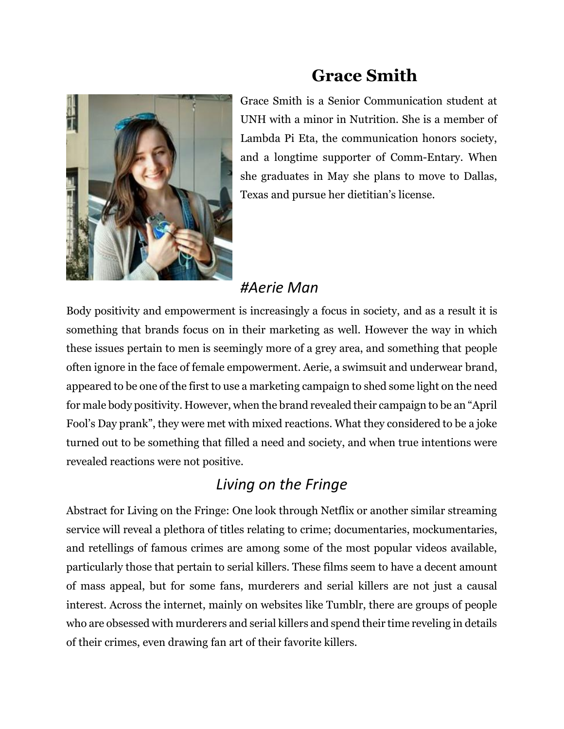# Grace Smith

Grace Smith is a Senior Communication student at UNH with a minor in Nutrition. She is a member of Lambda Pi Eta, the communication honors society, and a longtime supporter of Comm-Entary. When she graduates in May she plans to move to Dallas, Texas and pursue her dietitian's license.

## *#Aerie Man*

Body positivity and empowerment is increasingly a focus in society, and as a result it is something that brands focus on in their marketing as well. However the way in which these issues pertain to men is seemingly more of a grey area, and something that people often ignore in the face of female empowerment. Aerie, a swimsuit and underwear brand, appeared to be one of the first to use a marketing campaign to shed some light on the need for male body positivity. However, when the brand revealed their campaign to be an "April Fool's Day prank", they were met with mixed reactions. What they considered to be a joke turned out to be something that filled a need and society, and when true intentions were revealed reactions were not positive.

## *Living on the Fringe*

Abstract for Living on the Fringe: One look through Netflix or another similar streaming service will reveal a plethora of titles relating to crime; documentaries, mockumentaries, and retellings of famous crimes are among some of the most popular videos available, particularly those that pertain to serial killers. These films seem to have a decent amount of mass appeal, but for some fans, murderers and serial killers are not just a causal interest. Across the internet, mainly on websites like Tumblr, there are groups of people who are obsessed with murderers and serial killers and spend their time reveling in details of their crimes, even drawing fan art of their favorite killers.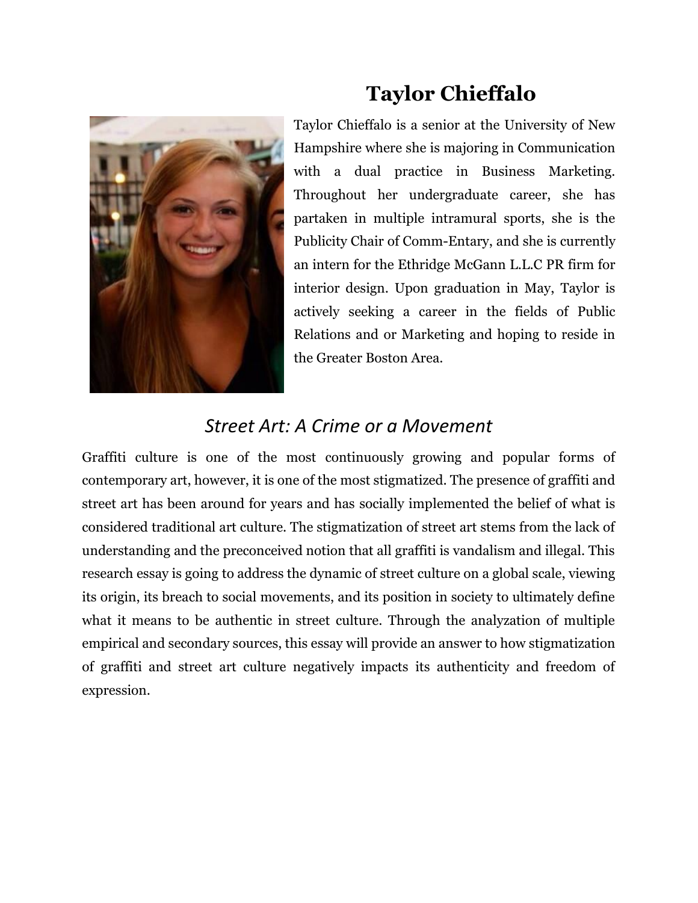# Taylor Chieffalo

Taylor Chieffalo is a senior at the University of New Hampshire where she is majoring in Communication with a dual practice in Business Marketing. Throughout her undergraduate career, she has partaken in multiple intramural sports, she is the Publicity Chair of Comm-Entary, and she is currently an intern for the Ethridge McGann L.L.C PR firm for interior design. Upon graduation in May, Taylor is actively seeking a career in the fields of Public Relations and or Marketing and hoping to reside in the Greater Boston Area.

## *Street Art: A Crime or a Movement*

Graffiti culture is one of the most continuously growing and popular forms of contemporary art, however, it is one of the most stigmatized. The presence of graffiti and street art has been around for years and has socially implemented the belief of what is considered traditional art culture. The stigmatization of street art stems from the lack of understanding and the preconceived notion that all graffiti is vandalism and illegal. This research essay is going to address the dynamic of street culture on a global scale, viewing its origin, its breach to social movements, and its position in society to ultimately define what it means to be authentic in street culture. Through the analyzation of multiple empirical and secondary sources, this essay will provide an answer to how stigmatization of graffiti and street art culture negatively impacts its authenticity and freedom of expression.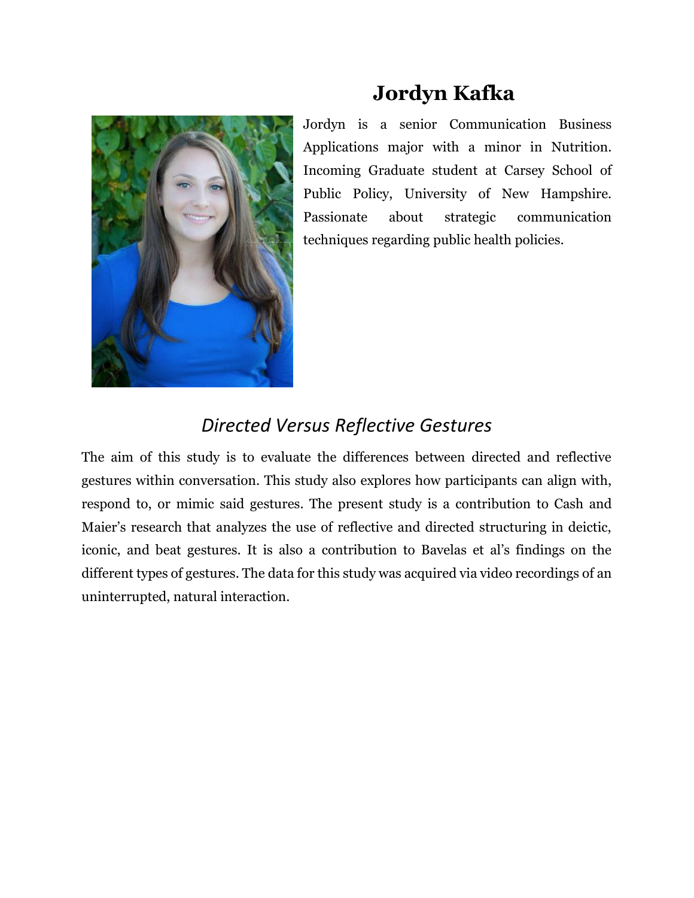# Jordyn Kafka

Jordyn is a senior Communication Business Applications major with a minor in Nutrition. Incoming Graduate student at Carsey School of Public Policy, University of New Hampshire. Passionate about strategic communication techniques regarding public health policies.

## *Directed Versus Reflective Gestures*

The aim of this study is to evaluate the differences between directed and reflective gestures within conversation. This study also explores how participants can align with, respond to, or mimic said gestures. The present study is a contribution to Cash and Maier's research that analyzes the use of reflective and directed structuring in deictic, iconic, and beat gestures. It is also a contribution to Bavelas et al's findings on the different types of gestures. The data for this study was acquired via video recordings of an uninterrupted, natural interaction.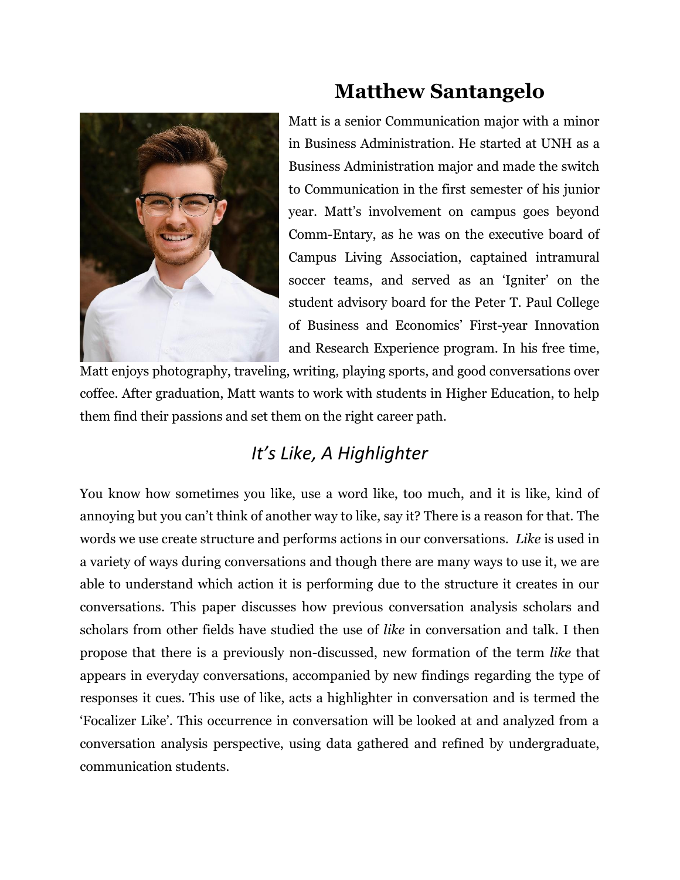# Matthew Santangelo

Matt is a senior Communication major with a minor in Business Administration. He started at UNH as a Business Administration major and made the switch to Communication in the first semester of his junior year. Matt's involvement on campus goes beyond Comm-Entary, as he was on the executive board of Campus Living Association, captained intramural soccer teams, and served as an 'Igniter' on the student advisory board for the Peter T. Paul College of Business and Economics' First-year Innovation and Research Experience program. In his free time, Matt enjoys photography, traveling, writing, playing sports, and good conversations over coffee. After graduation, Matt wants to work with students in Higher Education, to help them find their passions and set them on the right career path.

## *It's Like, A Highlighter*

You know how sometimes you like, use a word like, too much, and it is like, kind of annoying but you can't think of another way to like, say it? There is a reason for that. The words we use create structure and performs actions in our conversations. *Like* is used in a variety of ways during conversations and though there are many ways to use it, we are able to understand which action it is performing due to the structure it creates in our conversations. This paper discusses how previous conversation analysis scholars and scholars from other fields have studied the use of *like* in conversation and talk. I then propose that there is a previously non-discussed, new formation of the term *like* that appears in everyday conversations, accompanied by new findings regarding the type of responses it cues. This use of like, acts a highlighter in conversation and is termed the 'Focalizer Like'. This occurrence in conversation will be looked at and analyzed from a conversation analysis perspective, using data gathered and refined by undergraduate, communication students.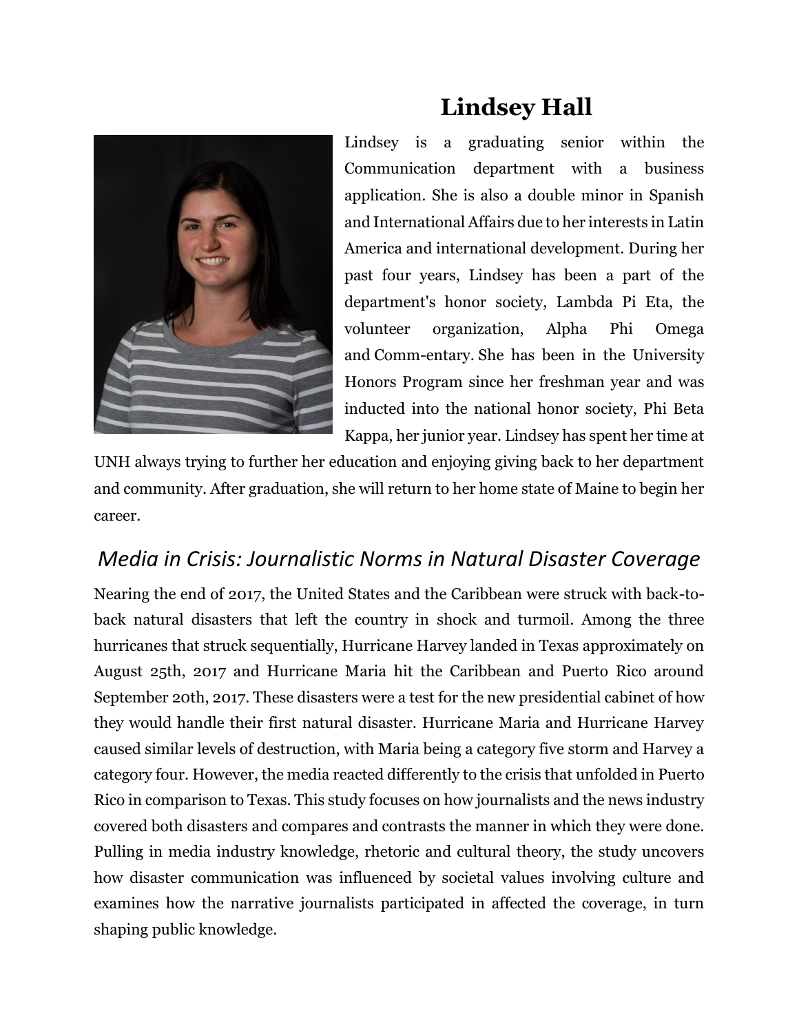# Lindsey Hall

Lindsey is a graduating senior within the Communication department with a business application. She is also a double minor in Spanish and International Affairs due to her interests in Latin America and international development. During her past four years, Lindsey has been a part of the department's honor society, Lambda Pi Eta, the volunteer organization, Alpha Phi Omega and Comm-entary. She has been in the University Honors Program since her freshman year and was inducted into the national honor society, Phi Beta Kappa, her junior year. Lindsey has spent her time at UNH always trying to further her education and enjoying giving back to her department and community. After graduation, she will return to her home state of Maine to begin her career.

## *Media in Crisis: Journalistic Norms in Natural Disaster Coverage*

Nearing the end of 2017, the United States and the Caribbean were struck with back-to-back natural disasters that left the country in shock and turmoil. Among the three hurricanes that struck sequentially, Hurricane Harvey landed in Texas approximately on August 25th, 2017 and Hurricane Maria hit the Caribbean and Puerto Rico around September 20th, 2017. These disasters were a test for the new presidential cabinet of how they would handle their first natural disaster. Hurricane Maria and Hurricane Harvey caused similar levels of destruction, with Maria being a category five storm and Harvey a category four. However, the media reacted differently to the crisis that unfolded in Puerto Rico in comparison to Texas. This study focuses on how journalists and the news industry covered both disasters and compares and contrasts the manner in which they were done. Pulling in media industry knowledge, rhetoric and cultural theory, the study uncovers how disaster communication was influenced by societal values involving culture and examines how the narrative journalists participated in affected the coverage, in turn shaping public knowledge.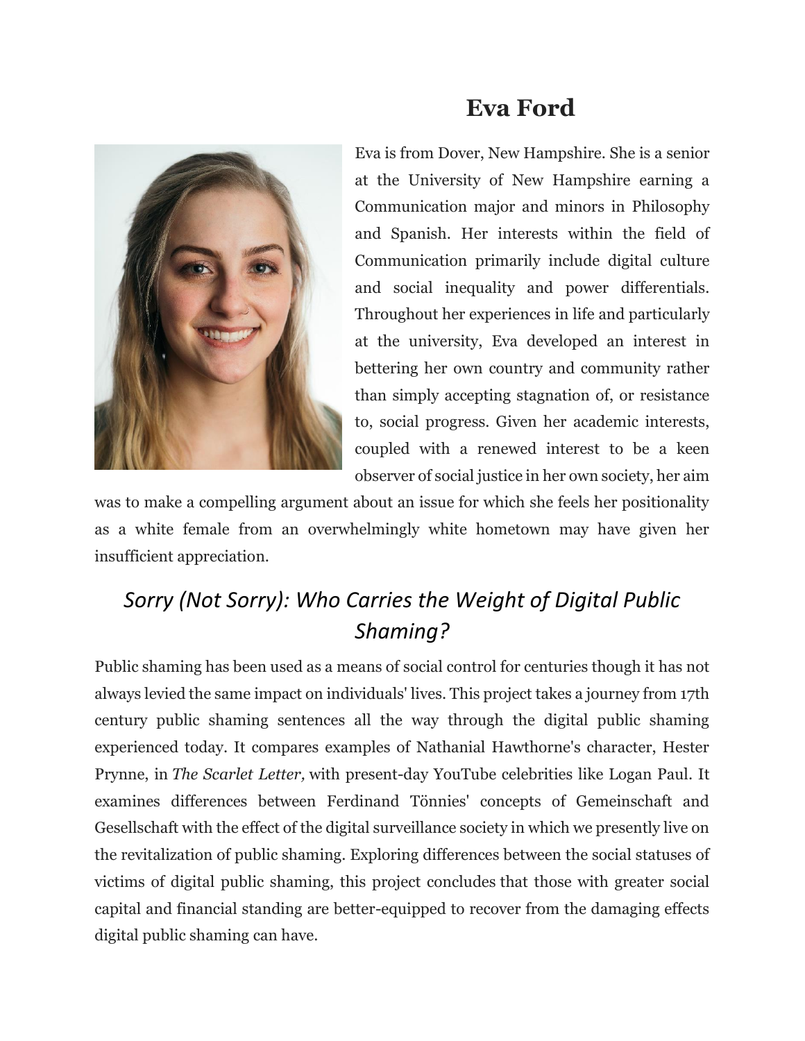# Eva Ford

Eva is from Dover, New Hampshire. She is a senior at the University of New Hampshire earning a Communication major and minors in Philosophy and Spanish. Her interests within the field of Communication primarily include digital culture and social inequality and power differentials. Throughout her experiences in life and particularly at the university, Eva developed an interest in bettering her own country and community rather than simply accepting stagnation of, or resistance to, social progress. Given her academic interests, coupled with a renewed interest to be a keen observer of social justice in her own society, her aim was to make a compelling argument about an issue for which she feels her positionality as a white female from an overwhelmingly white hometown may have given her insufficient appreciation.

## *Sorry (Not Sorry): Who Carries the Weight of Digital Public Shaming?*

Public shaming has been used as a means of social control for centuries though it has not always levied the same impact on individuals' lives. This project takes a journey from 17th century public shaming sentences all the way through the digital public shaming experienced today. It compares examples of Nathanial Hawthorne's character, Hester Prynne, in *The Scarlet Letter,* with present-day YouTube celebrities like Logan Paul. It examines differences between Ferdinand Tönnies' concepts of Gemeinschaft and Gesellschaft with the effect of the digital surveillance society in which we presently live on the revitalization of public shaming. Exploring differences between the social statuses of victims of digital public shaming, this project concludes that those with greater social capital and financial standing are better-equipped to recover from the damaging effects digital public shaming can have.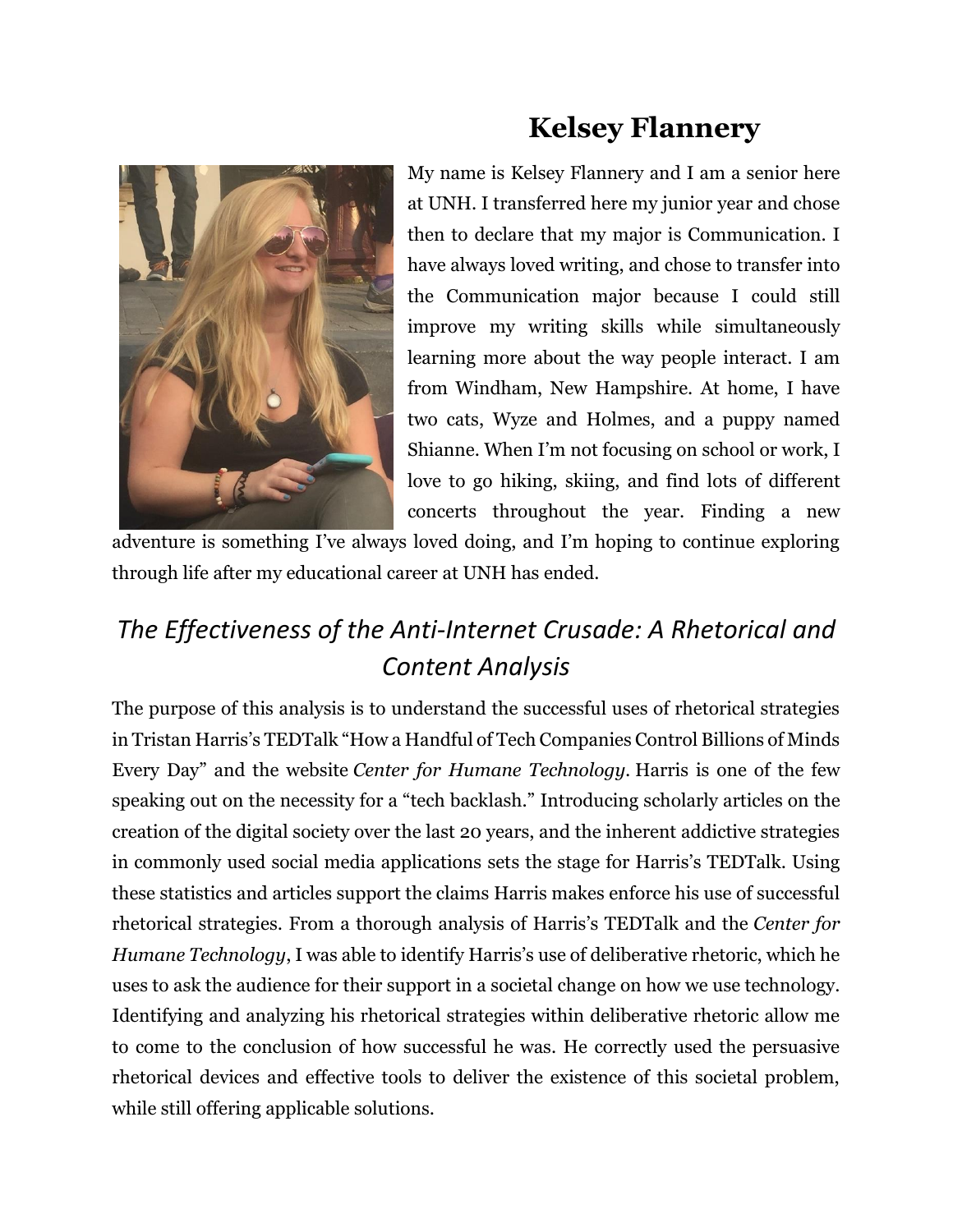# Kelsey Flannery

My name is Kelsey Flannery and I am a senior here at UNH. I transferred here my junior year and chose then to declare that my major is Communication. I have always loved writing, and chose to transfer into the Communication major because I could still improve my writing skills while simultaneously learning more about the way people interact. I am from Windham, New Hampshire. At home, I have two cats, Wyze and Holmes, and a puppy named Shianne. When I'm not focusing on school or work, I love to go hiking, skiing, and find lots of different concerts throughout the year. Finding a new adventure is something I've always loved doing, and I'm hoping to continue exploring through life after my educational career at UNH has ended.

## *The Effectiveness of the Anti-Internet Crusade: A Rhetorical and Content Analysis*

The purpose of this analysis is to understand the successful uses of rhetorical strategies in Tristan Harris's TEDTalk "How a Handful of Tech Companies Control Billions of Minds Every Day" and the website *Center for Humane Technology*. Harris is one of the few speaking out on the necessity for a "tech backlash." Introducing scholarly articles on the creation of the digital society over the last 20 years, and the inherent addictive strategies in commonly used social media applications sets the stage for Harris's TEDTalk. Using these statistics and articles support the claims Harris makes enforce his use of successful rhetorical strategies. From a thorough analysis of Harris's TEDTalk and the *Center for Humane Technology*, I was able to identify Harris's use of deliberative rhetoric, which he uses to ask the audience for their support in a societal change on how we use technology. Identifying and analyzing his rhetorical strategies within deliberative rhetoric allow me to come to the conclusion of how successful he was. He correctly used the persuasive rhetorical devices and effective tools to deliver the existence of this societal problem, while still offering applicable solutions.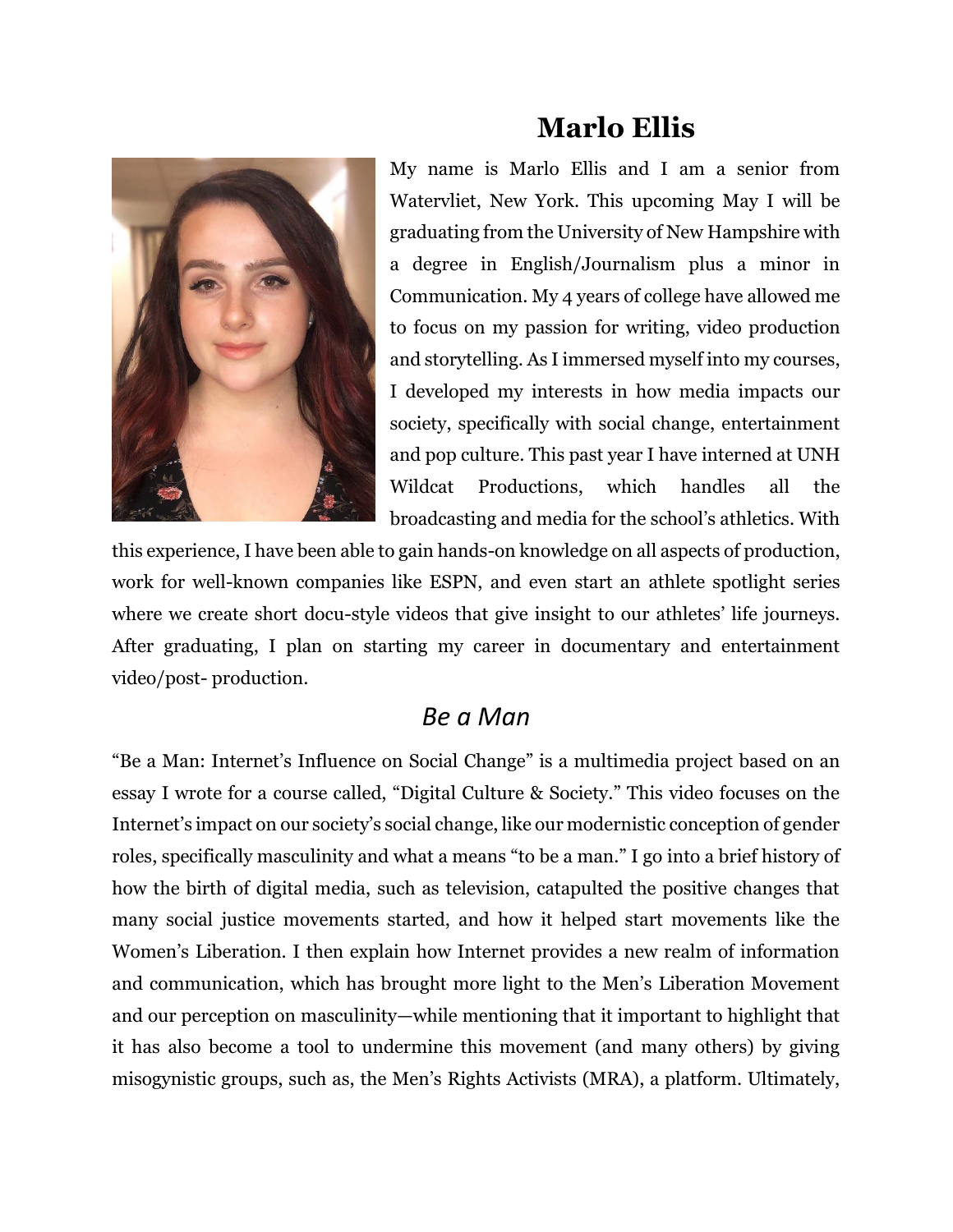# Marlo Ellis

My name is Marlo Ellis and I am a senior from Watervliet, New York. This upcoming May I will be graduating from the University of New Hampshire with a degree in English/Journalism plus a minor in Communication. My 4 years of college have allowed me to focus on my passion for writing, video production and storytelling. As I immersed myself into my courses, I developed my interests in how media impacts our society, specifically with social change, entertainment and pop culture. This past year I have interned at UNH Wildcat Productions, which handles all the broadcasting and media for the school's athletics. With this experience, I have been able to gain hands-on knowledge on all aspects of production, work for well-known companies like ESPN, and even start an athlete spotlight series where we create short docu-style videos that give insight to our athletes' life journeys. After graduating, I plan on starting my career in documentary and entertainment video/post- production.

## *Be a Man*

"Be a Man: Internet's Influence on Social Change" is a multimedia project based on an essay I wrote for a course called, "Digital Culture & Society." This video focuses on the Internet's impact on our society's social change, like our modernistic conception of gender roles, specifically masculinity and what a means "to be a man." I go into a brief history of how the birth of digital media, such as television, catapulted the positive changes that many social justice movements started, and how it helped start movements like the Women's Liberation. I then explain how Internet provides a new realm of information and communication, which has brought more light to the Men's Liberation Movement and our perception on masculinity—while mentioning that it important to highlight that it has also become a tool to undermine this movement (and many others) by giving misogynistic groups, such as, the Men's Rights Activists (MRA), a platform. Ultimately,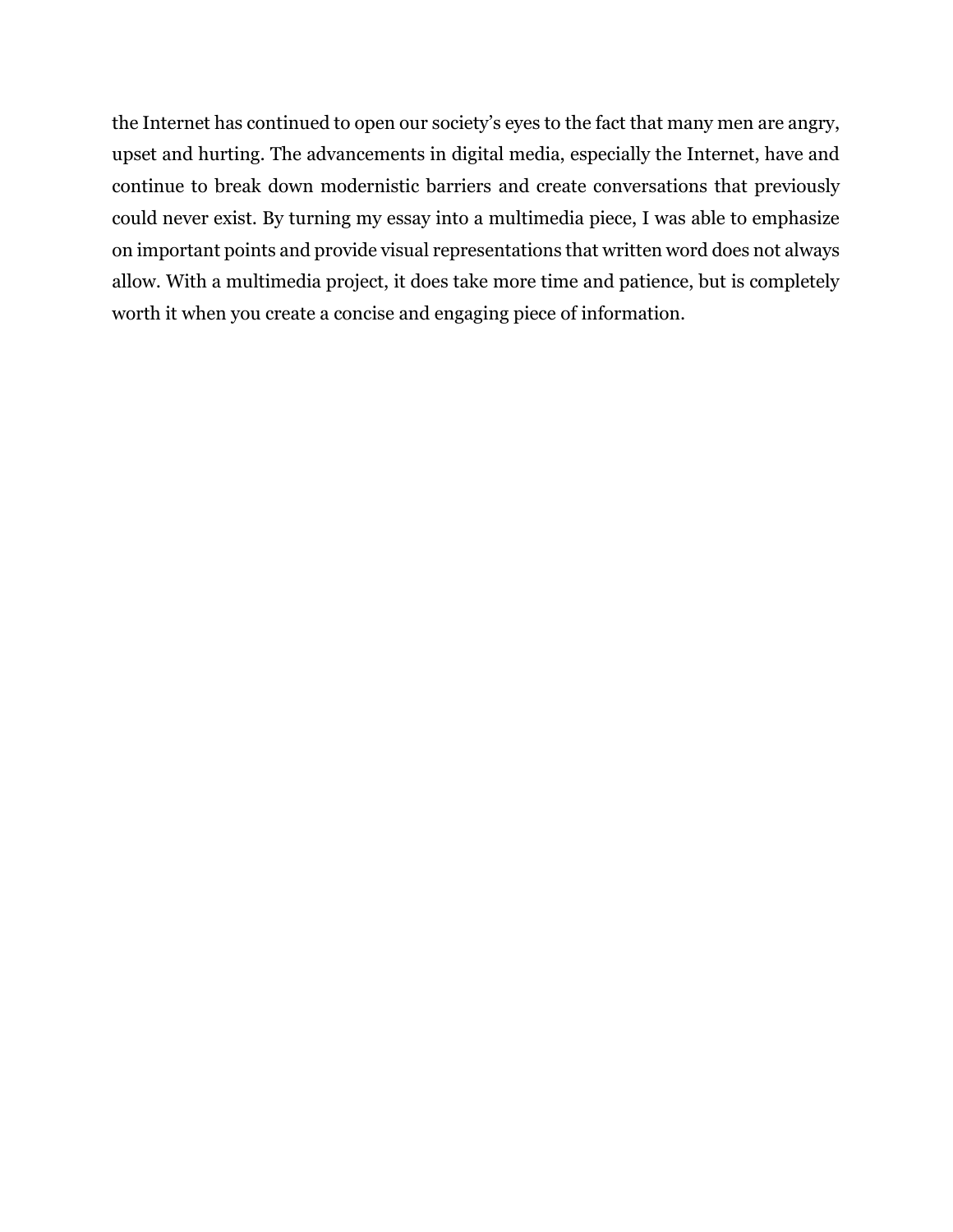the Internet has continued to open our society's eyes to the fact that many men are angry, upset and hurting. The advancements in digital media, especially the Internet, have and continue to break down modernistic barriers and create conversations that previously could never exist. By turning my essay into a multimedia piece, I was able to emphasize on important points and provide visual representations that written word does not always allow. With a multimedia project, it does take more time and patience, but is completely worth it when you create a concise and engaging piece of information.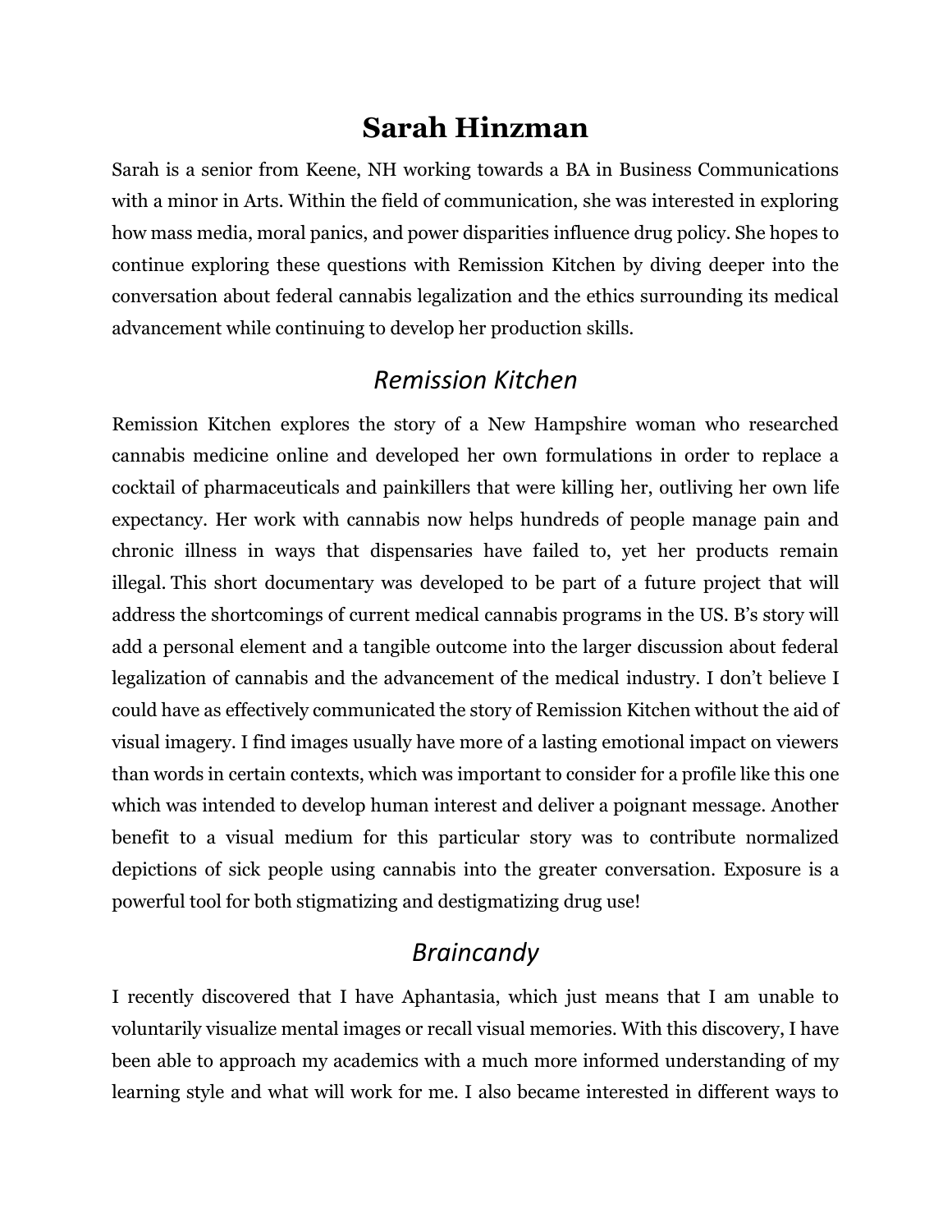# Sarah Hinzman

Sarah is a senior from Keene, NH working towards a BA in Business Communications with a minor in Arts. Within the field of communication, she was interested in exploring how mass media, moral panics, and power disparities influence drug policy. She hopes to continue exploring these questions with Remission Kitchen by diving deeper into the conversation about federal cannabis legalization and the ethics surrounding its medical advancement while continuing to develop her production skills.

## *Remission Kitchen*

Remission Kitchen explores the story of a New Hampshire woman who researched cannabis medicine online and developed her own formulations in order to replace a cocktail of pharmaceuticals and painkillers that were killing her, outliving her own life expectancy. Her work with cannabis now helps hundreds of people manage pain and chronic illness in ways that dispensaries have failed to, yet her products remain illegal. This short documentary was developed to be part of a future project that will address the shortcomings of current medical cannabis programs in the US. B's story will add a personal element and a tangible outcome into the larger discussion about federal legalization of cannabis and the advancement of the medical industry. I don't believe I could have as effectively communicated the story of Remission Kitchen without the aid of visual imagery. I find images usually have more of a lasting emotional impact on viewers than words in certain contexts, which was important to consider for a profile like this one which was intended to develop human interest and deliver a poignant message. Another benefit to a visual medium for this particular story was to contribute normalized depictions of sick people using cannabis into the greater conversation. Exposure is a powerful tool for both stigmatizing and destigmatizing drug use!

## *Braincandy*

I recently discovered that I have Aphantasia, which just means that I am unable to voluntarily visualize mental images or recall visual memories. With this discovery, I have been able to approach my academics with a much more informed understanding of my learning style and what will work for me. I also became interested in different ways to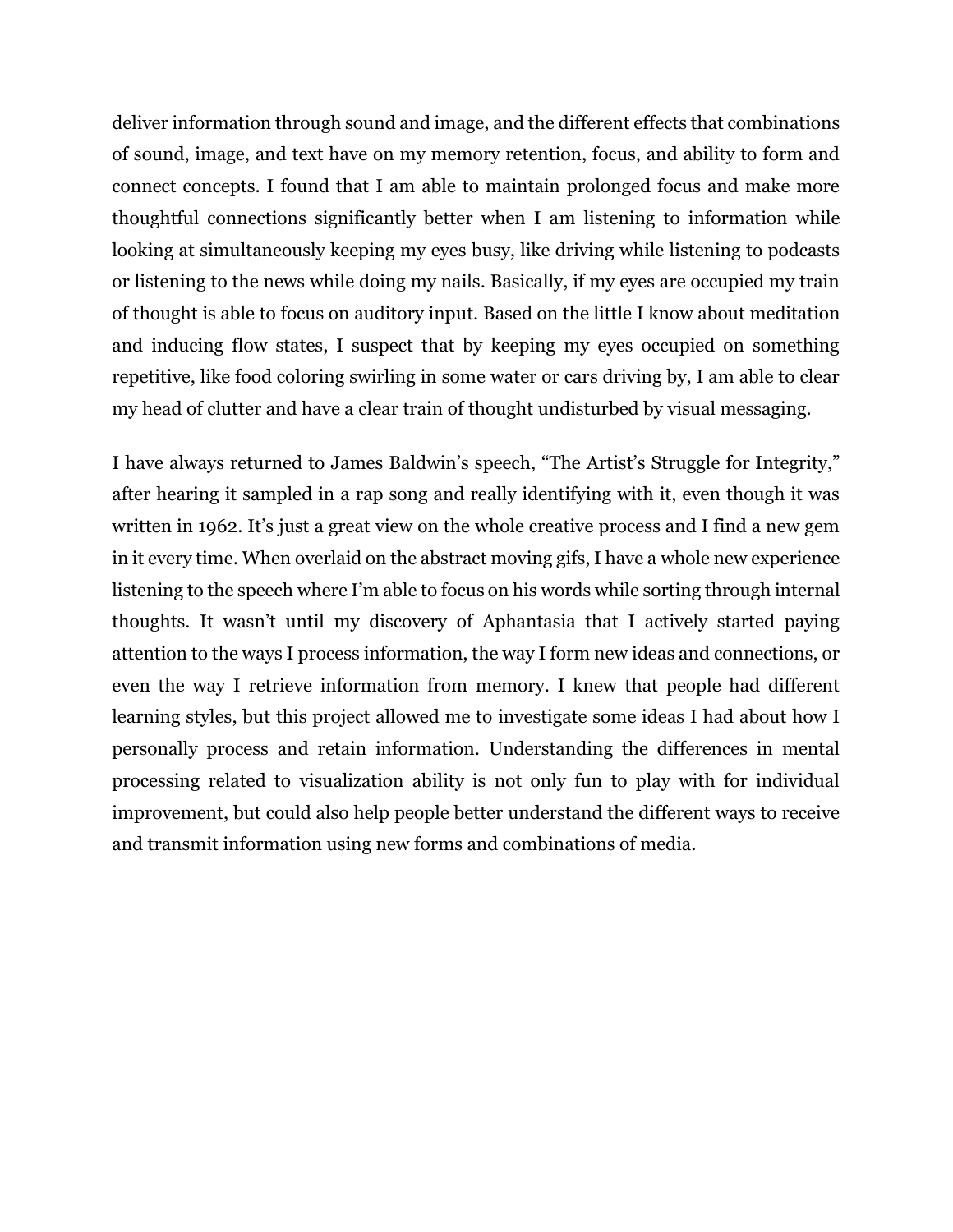deliver information through sound and image, and the different effects that combinations of sound, image, and text have on my memory retention, focus, and ability to form and connect concepts. I found that I am able to maintain prolonged focus and make more thoughtful connections significantly better when I am listening to information while looking at simultaneously keeping my eyes busy, like driving while listening to podcasts or listening to the news while doing my nails. Basically, if my eyes are occupied my train of thought is able to focus on auditory input. Based on the little I know about meditation and inducing flow states, I suspect that by keeping my eyes occupied on something repetitive, like food coloring swirling in some water or cars driving by, I am able to clear my head of clutter and have a clear train of thought undisturbed by visual messaging.

I have always returned to James Baldwin's speech, "The Artist's Struggle for Integrity," after hearing it sampled in a rap song and really identifying with it, even though it was written in 1962. It's just a great view on the whole creative process and I find a new gem in it every time. When overlaid on the abstract moving gifs, I have a whole new experience listening to the speech where I'm able to focus on his words while sorting through internal thoughts. It wasn't until my discovery of Aphantasia that I actively started paying attention to the ways I process information, the way I form new ideas and connections, or even the way I retrieve information from memory. I knew that people had different learning styles, but this project allowed me to investigate some ideas I had about how I personally process and retain information. Understanding the differences in mental processing related to visualization ability is not only fun to play with for individual improvement, but could also help people better understand the different ways to receive and transmit information using new forms and combinations of media.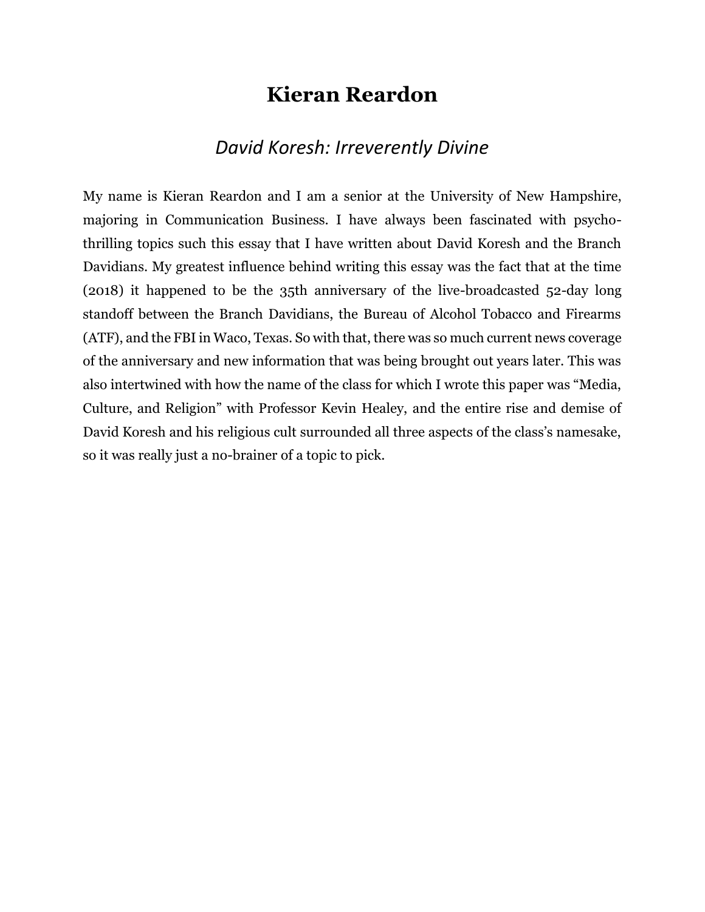# Kieran Reardon

## *David Koresh: Irreverently Divine*

My name is Kieran Reardon and I am a senior at the University of New Hampshire, majoring in Communication Business. I have always been fascinated with psycho-thrilling topics such this essay that I have written about David Koresh and the Branch Davidians. My greatest influence behind writing this essay was the fact that at the time (2018) it happened to be the 35th anniversary of the live-broadcasted 52-day long standoff between the Branch Davidians, the Bureau of Alcohol Tobacco and Firearms (ATF), and the FBI in Waco, Texas. So with that, there was so much current news coverage of the anniversary and new information that was being brought out years later. This was also intertwined with how the name of the class for which I wrote this paper was "Media, Culture, and Religion" with Professor Kevin Healey, and the entire rise and demise of David Koresh and his religious cult surrounded all three aspects of the class's namesake, so it was really just a no-brainer of a topic to pick.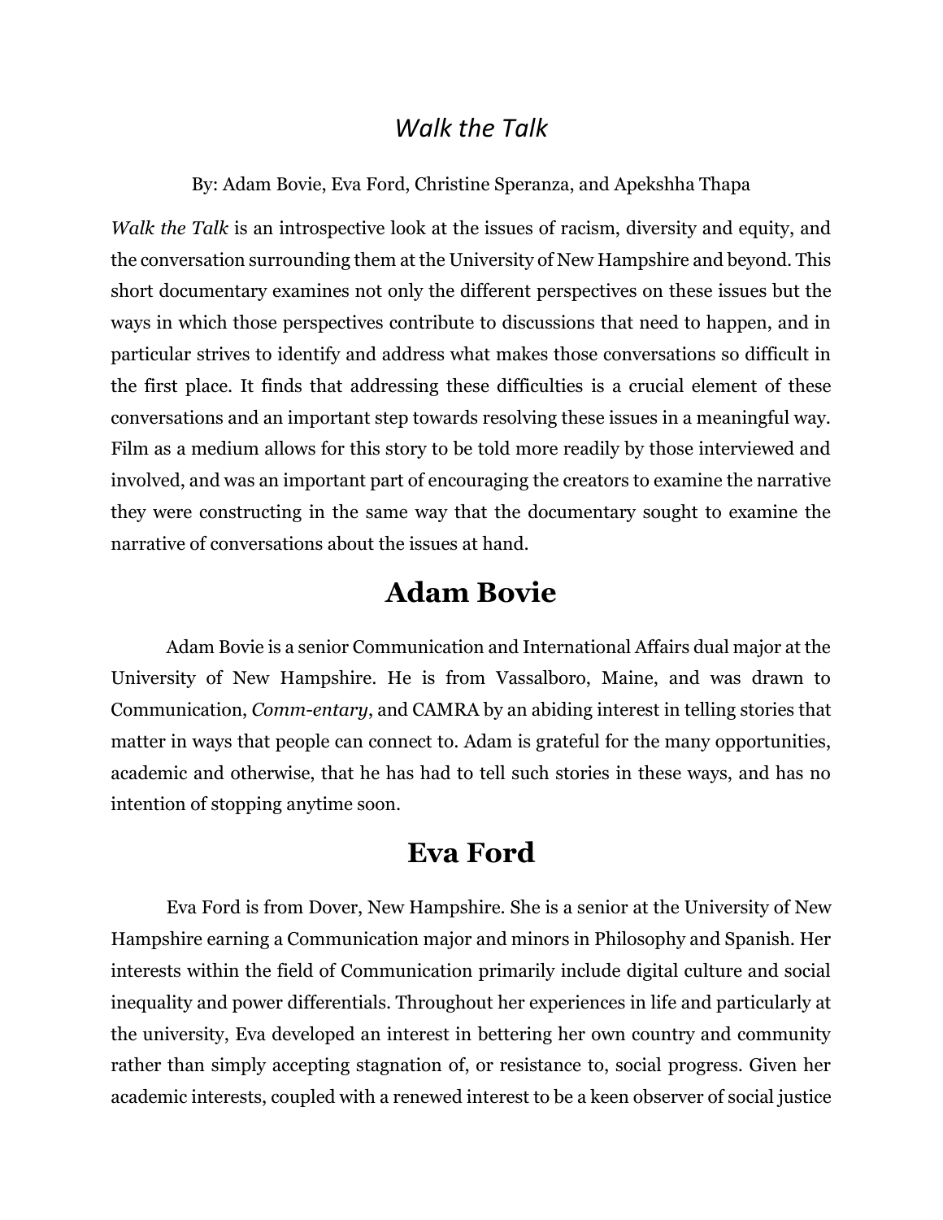# *Walk the Talk*

By: Adam Bovie, Eva Ford, Christine Speranza, and Apekshha Thapa

*Walk the Talk* is an introspective look at the issues of racism, diversity and equity, and the conversation surrounding them at the University of New Hampshire and beyond. This short documentary examines not only the different perspectives on these issues but the ways in which those perspectives contribute to discussions that need to happen, and in particular strives to identify and address what makes those conversations so difficult in the first place. It finds that addressing these difficulties is a crucial element of these conversations and an important step towards resolving these issues in a meaningful way. Film as a medium allows for this story to be told more readily by those interviewed and involved, and was an important part of encouraging the creators to examine the narrative they were constructing in the same way that the documentary sought to examine the narrative of conversations about the issues at hand.

## Adam Bovie

Adam Bovie is a senior Communication and International Affairs dual major at the University of New Hampshire. He is from Vassalboro, Maine, and was drawn to Communication, *Comm-entary*, and CAMRA by an abiding interest in telling stories that matter in ways that people can connect to. Adam is grateful for the many opportunities, academic and otherwise, that he has had to tell such stories in these ways, and has no intention of stopping anytime soon.

## Eva Ford

Eva Ford is from Dover, New Hampshire. She is a senior at the University of New Hampshire earning a Communication major and minors in Philosophy and Spanish. Her interests within the field of Communication primarily include digital culture and social inequality and power differentials. Throughout her experiences in life and particularly at the university, Eva developed an interest in bettering her own country and community rather than simply accepting stagnation of, or resistance to, social progress. Given her academic interests, coupled with a renewed interest to be a keen observer of social justice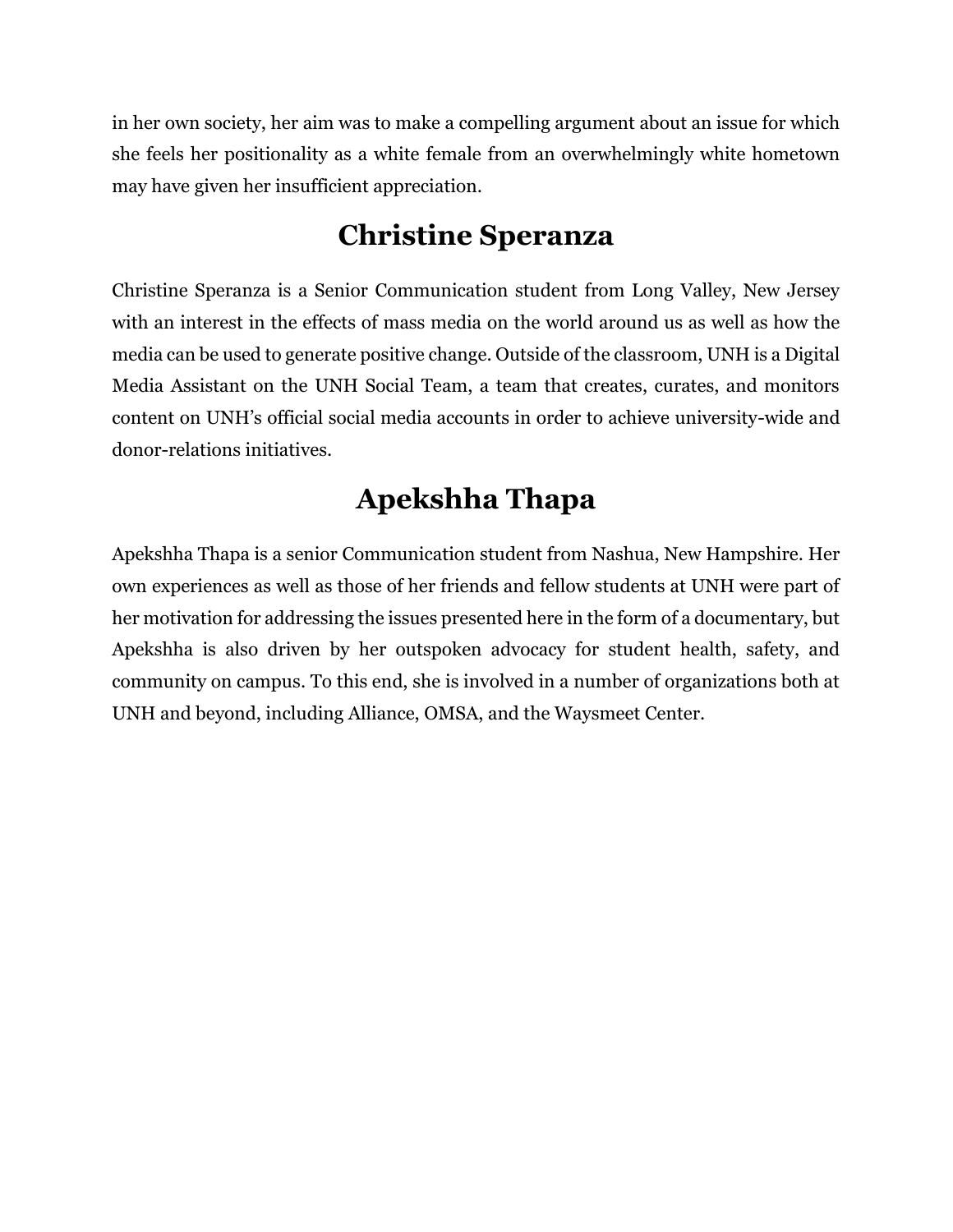in her own society, her aim was to make a compelling argument about an issue for which she feels her positionality as a white female from an overwhelmingly white hometown may have given her insufficient appreciation.

## Christine Speranza

Christine Speranza is a Senior Communication student from Long Valley, New Jersey with an interest in the effects of mass media on the world around us as well as how the media can be used to generate positive change. Outside of the classroom, UNH is a Digital Media Assistant on the UNH Social Team, a team that creates, curates, and monitors content on UNH's official social media accounts in order to achieve university-wide and donor-relations initiatives.

## Apekshha Thapa

Apekshha Thapa is a senior Communication student from Nashua, New Hampshire. Her own experiences as well as those of her friends and fellow students at UNH were part of her motivation for addressing the issues presented here in the form of a documentary, but Apekshha is also driven by her outspoken advocacy for student health, safety, and community on campus. To this end, she is involved in a number of organizations both at UNH and beyond, including Alliance, OMSA, and the Waysmeet Center.